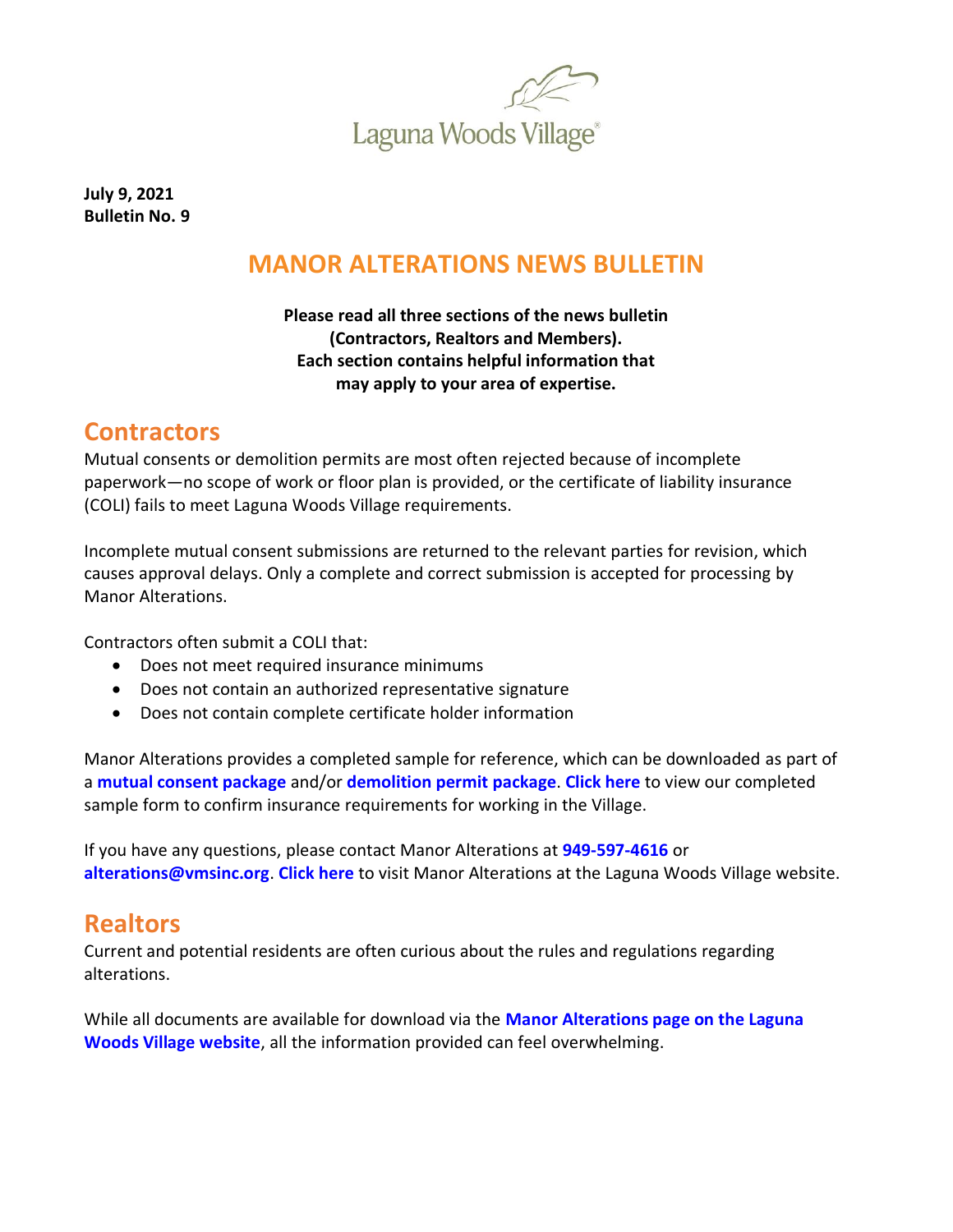Laguna Woods Village®

**July 9, 2021**
**Bulletin No. 9**

# MANOR ALTERATIONS NEWS BULLETIN

**Please read all three sections of the news bulletin (Contractors, Realtors and Members). Each section contains helpful information that may apply to your area of expertise.**

## Contractors

Mutual consents or demolition permits are most often rejected because of incomplete paperwork—no scope of work or floor plan is provided, or the certificate of liability insurance (COLI) fails to meet Laguna Woods Village requirements.

Incomplete mutual consent submissions are returned to the relevant parties for revision, which causes approval delays. Only a complete and correct submission is accepted for processing by Manor Alterations.

Contractors often submit a COLI that:

- Does not meet required insurance minimums
- Does not contain an authorized representative signature
- Does not contain complete certificate holder information

Manor Alterations provides a completed sample for reference, which can be downloaded as part of a **mutual consent package** and/or **demolition permit package**. **Click here** to view our completed sample form to confirm insurance requirements for working in the Village.

If you have any questions, please contact Manor Alterations at **949-597-4616** or **alterations@vmsinc.org**. **Click here** to visit Manor Alterations at the Laguna Woods Village website.

## Realtors

Current and potential residents are often curious about the rules and regulations regarding alterations.

While all documents are available for download via the **Manor Alterations page on the Laguna Woods Village website**, all the information provided can feel overwhelming.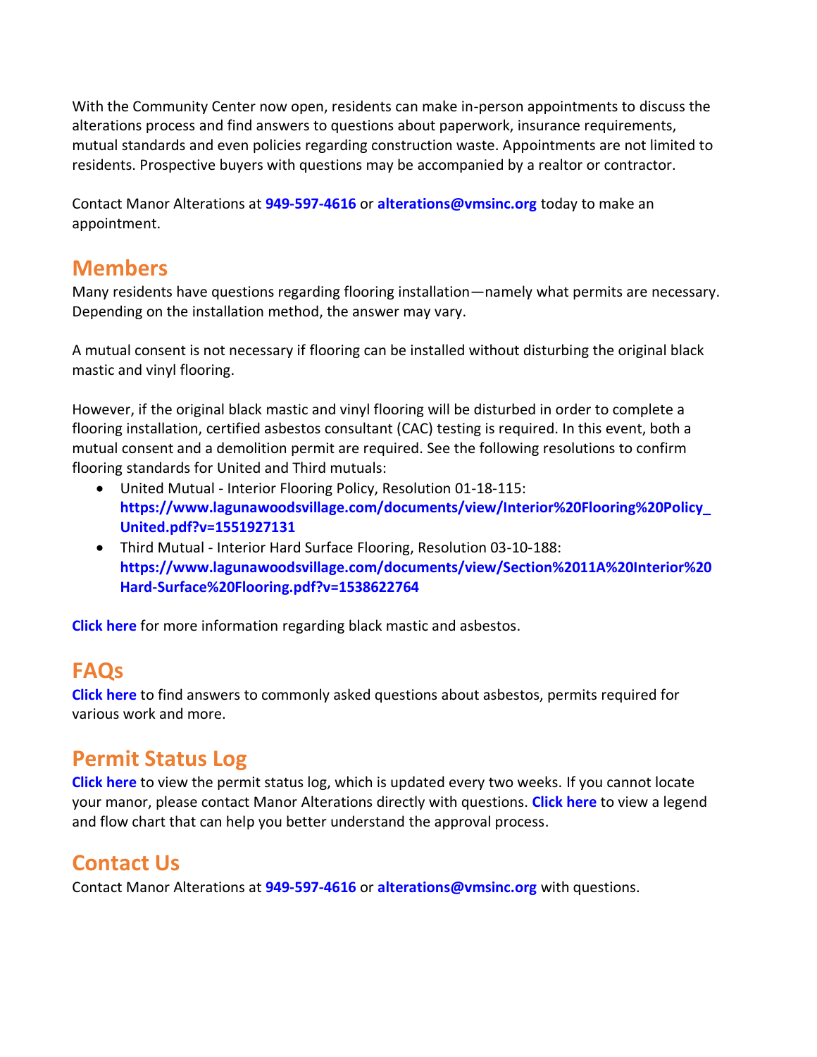With the Community Center now open, residents can make in-person appointments to discuss the alterations process and find answers to questions about paperwork, insurance requirements, mutual standards and even policies regarding construction waste. Appointments are not limited to residents. Prospective buyers with questions may be accompanied by a realtor or contractor.

Contact Manor Alterations at **949-597-4616** or **alterations@vmsinc.org** today to make an appointment.

## Members

Many residents have questions regarding flooring installation—namely what permits are necessary. Depending on the installation method, the answer may vary.

A mutual consent is not necessary if flooring can be installed without disturbing the original black mastic and vinyl flooring.

However, if the original black mastic and vinyl flooring will be disturbed in order to complete a flooring installation, certified asbestos consultant (CAC) testing is required. In this event, both a mutual consent and a demolition permit are required. See the following resolutions to confirm flooring standards for United and Third mutuals:

- United Mutual - Interior Flooring Policy, Resolution 01-18-115: **https://www.lagunawoodsvillage.com/documents/view/Interior%20Flooring%20Policy_United.pdf?v=1551927131**
- Third Mutual - Interior Hard Surface Flooring, Resolution 03-10-188: **https://www.lagunawoodsvillage.com/documents/view/Section%2011A%20Interior%20Hard-Surface%20Flooring.pdf?v=1538622764**

**Click here** for more information regarding black mastic and asbestos.

## FAQs

**Click here** to find answers to commonly asked questions about asbestos, permits required for various work and more.

## Permit Status Log

**Click here** to view the permit status log, which is updated every two weeks. If you cannot locate your manor, please contact Manor Alterations directly with questions. **Click here** to view a legend and flow chart that can help you better understand the approval process.

## Contact Us

Contact Manor Alterations at **949-597-4616** or **alterations@vmsinc.org** with questions.